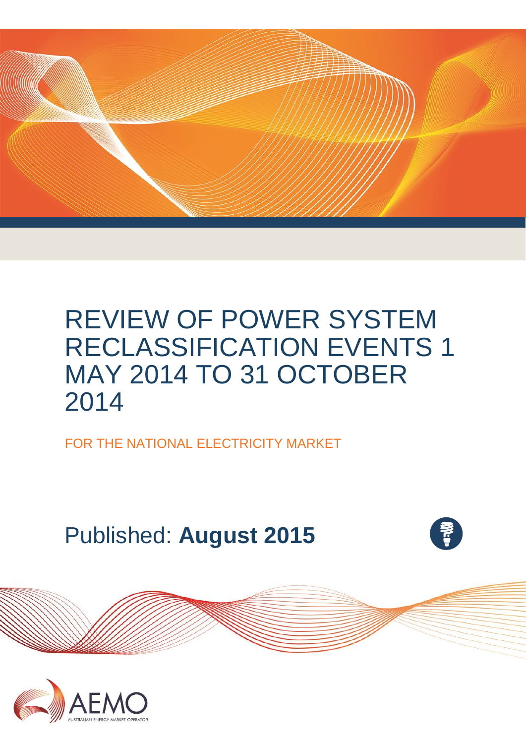# REVIEW OF POWER SYSTEM RECLASSIFICATION EVENTS 1 MAY 2014 TO 31 OCTOBER 2014

FOR THE NATIONAL ELECTRICITY MARKET

Published: **August 2015**

AEMO

AUSTRALIAN ENERGY MARKET OPERATOR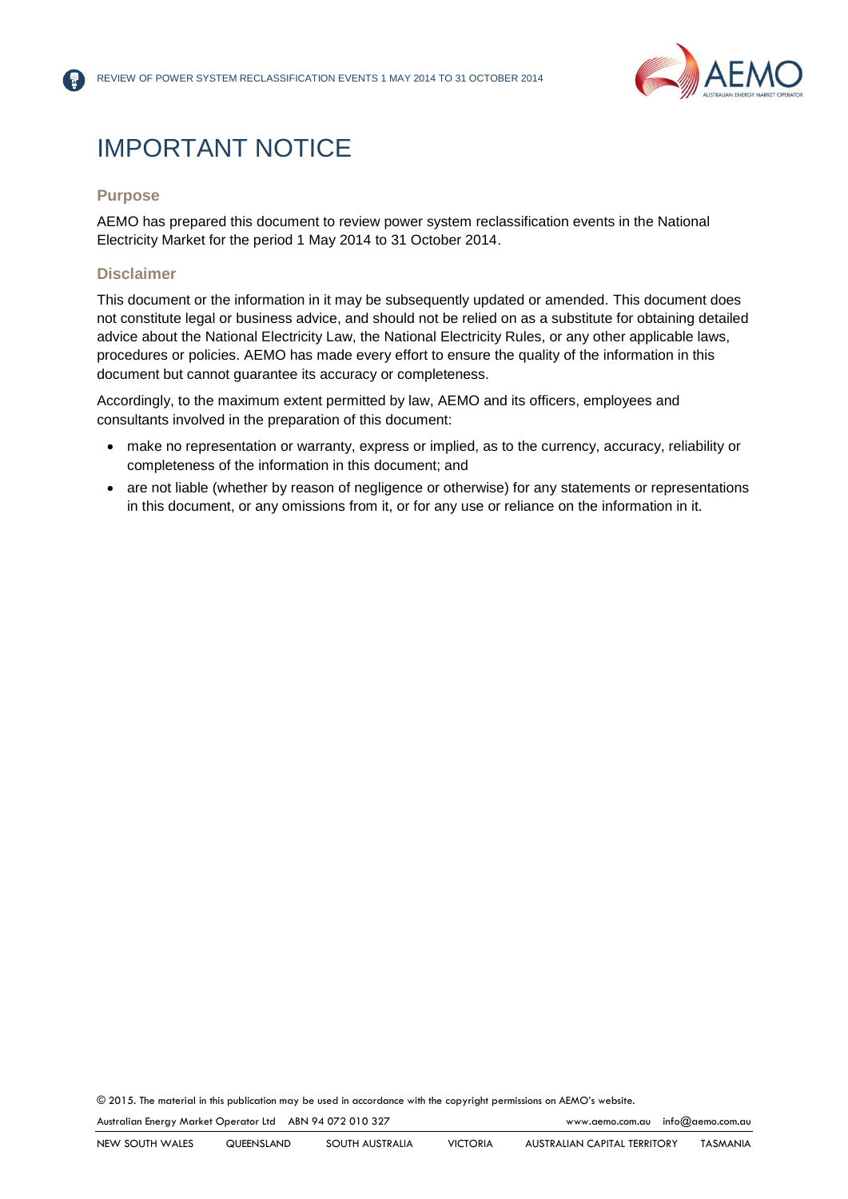# IMPORTANT NOTICE

### Purpose

AEMO has prepared this document to review power system reclassification events in the National Electricity Market for the period 1 May 2014 to 31 October 2014.

### Disclaimer

This document or the information in it may be subsequently updated or amended. This document does not constitute legal or business advice, and should not be relied on as a substitute for obtaining detailed advice about the National Electricity Law, the National Electricity Rules, or any other applicable laws, procedures or policies. AEMO has made every effort to ensure the quality of the information in this document but cannot guarantee its accuracy or completeness.

Accordingly, to the maximum extent permitted by law, AEMO and its officers, employees and consultants involved in the preparation of this document:

- make no representation or warranty, express or implied, as to the currency, accuracy, reliability or completeness of the information in this document; and
- are not liable (whether by reason of negligence or otherwise) for any statements or representations in this document, or any omissions from it, or for any use or reliance on the information in it.

© 2015. The material in this publication may be used in accordance with the copyright permissions on AEMO's website.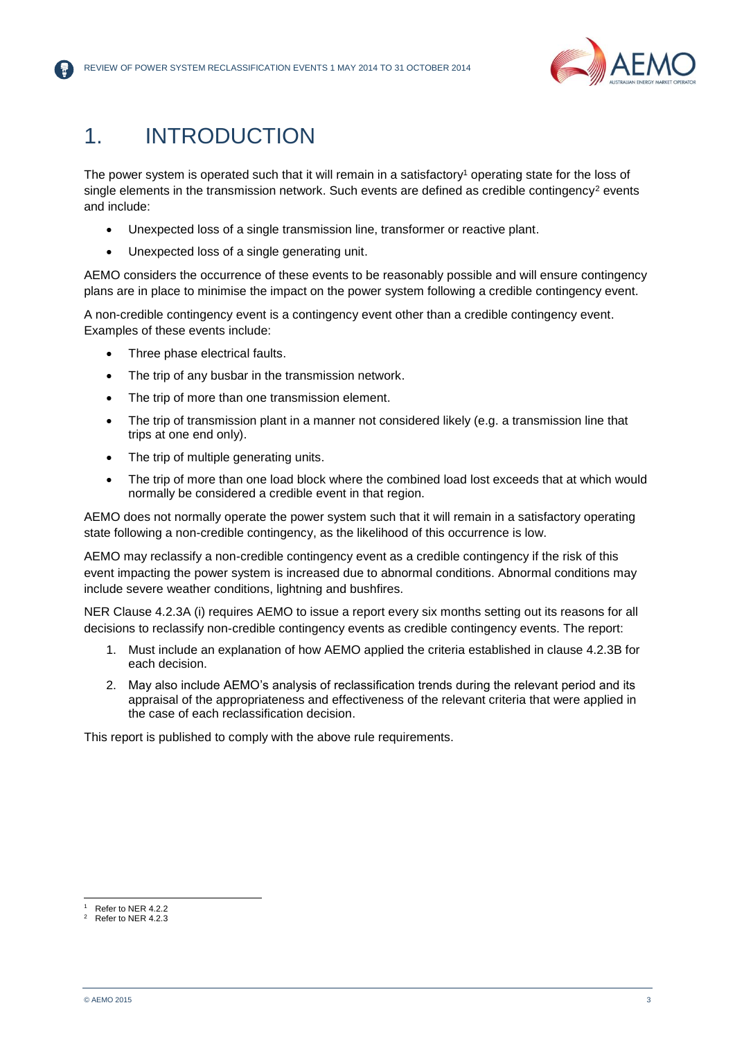# 1. INTRODUCTION

The power system is operated such that it will remain in a satisfactory[1] operating state for the loss of single elements in the transmission network. Such events are defined as credible contingency[2] events and include:

- Unexpected loss of a single transmission line, transformer or reactive plant.
- Unexpected loss of a single generating unit.

AEMO considers the occurrence of these events to be reasonably possible and will ensure contingency plans are in place to minimise the impact on the power system following a credible contingency event.

A non-credible contingency event is a contingency event other than a credible contingency event. Examples of these events include:

- Three phase electrical faults.
- The trip of any busbar in the transmission network.
- The trip of more than one transmission element.
- The trip of transmission plant in a manner not considered likely (e.g. a transmission line that trips at one end only).
- The trip of multiple generating units.
- The trip of more than one load block where the combined load lost exceeds that at which would normally be considered a credible event in that region.

AEMO does not normally operate the power system such that it will remain in a satisfactory operating state following a non-credible contingency, as the likelihood of this occurrence is low.

AEMO may reclassify a non-credible contingency event as a credible contingency if the risk of this event impacting the power system is increased due to abnormal conditions. Abnormal conditions may include severe weather conditions, lightning and bushfires.

NER Clause 4.2.3A (i) requires AEMO to issue a report every six months setting out its reasons for all decisions to reclassify non-credible contingency events as credible contingency events. The report:

1. Must include an explanation of how AEMO applied the criteria established in clause 4.2.3B for each decision.
2. May also include AEMO's analysis of reclassification trends during the relevant period and its appraisal of the appropriateness and effectiveness of the relevant criteria that were applied in the case of each reclassification decision.

This report is published to comply with the above rule requirements.

[1] Refer to NER 4.2.2
[2] Refer to NER 4.2.3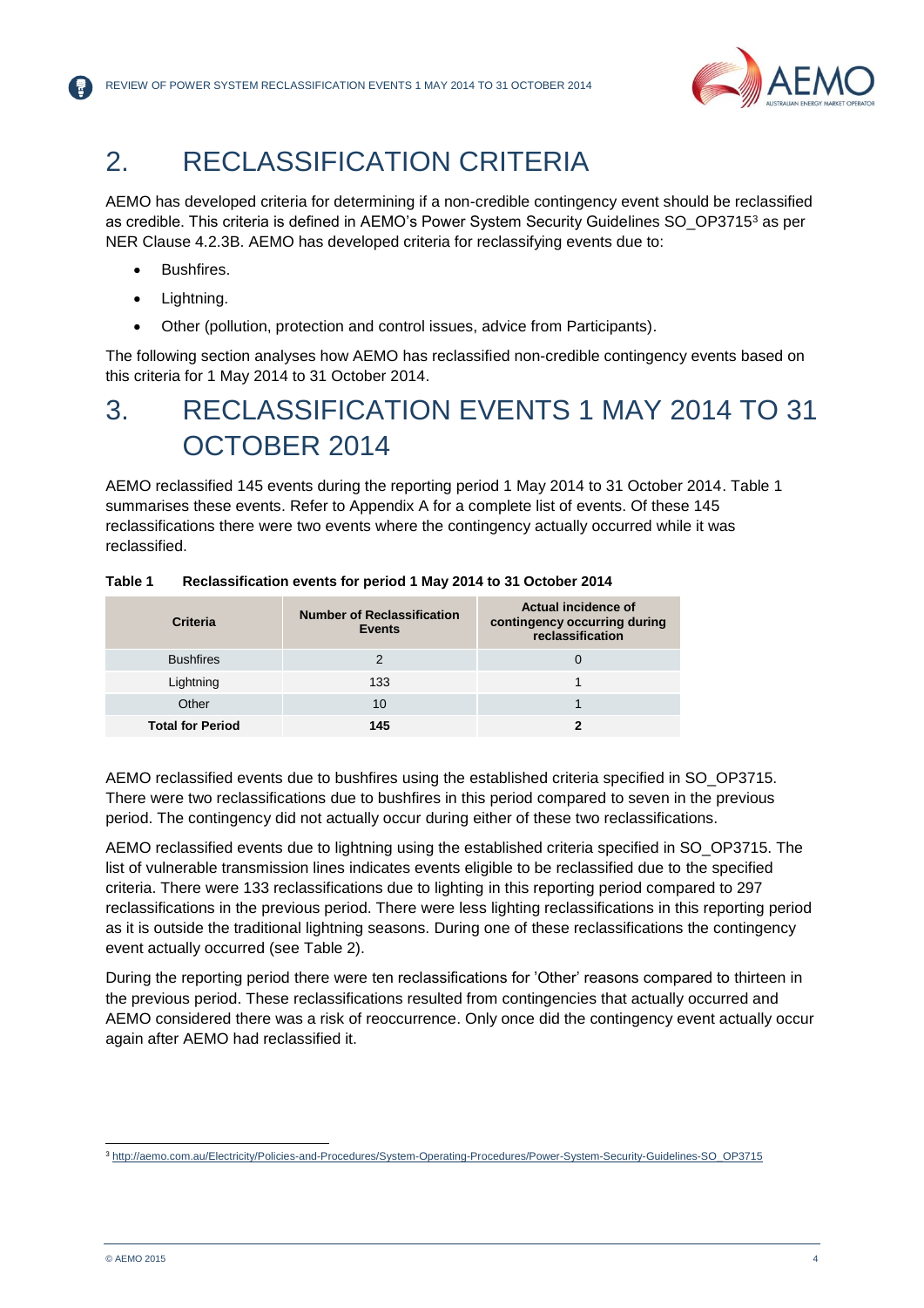# 2. RECLASSIFICATION CRITERIA

AEMO has developed criteria for determining if a non-credible contingency event should be reclassified as credible. This criteria is defined in AEMO's Power System Security Guidelines SO_OP3715[3] as per NER Clause 4.2.3B. AEMO has developed criteria for reclassifying events due to:

- Bushfires.
- Lightning.
- Other (pollution, protection and control issues, advice from Participants).

The following section analyses how AEMO has reclassified non-credible contingency events based on this criteria for 1 May 2014 to 31 October 2014.

# 3. RECLASSIFICATION EVENTS 1 MAY 2014 TO 31 OCTOBER 2014

AEMO reclassified 145 events during the reporting period 1 May 2014 to 31 October 2014. Table 1 summarises these events. Refer to Appendix A for a complete list of events. Of these 145 reclassifications there were two events where the contingency actually occurred while it was reclassified.

**Table 1 Reclassification events for period 1 May 2014 to 31 October 2014**

| Criteria | Number of Reclassification Events | Actual incidence of contingency occurring during reclassification |
|---|---|---|
| Bushfires | 2 | 0 |
| Lightning | 133 | 1 |
| Other | 10 | 1 |
| **Total for Period** | **145** | **2** |

AEMO reclassified events due to bushfires using the established criteria specified in SO_OP3715. There were two reclassifications due to bushfires in this period compared to seven in the previous period. The contingency did not actually occur during either of these two reclassifications.

AEMO reclassified events due to lightning using the established criteria specified in SO_OP3715. The list of vulnerable transmission lines indicates events eligible to be reclassified due to the specified criteria. There were 133 reclassifications due to lighting in this reporting period compared to 297 reclassifications in the previous period. There were less lighting reclassifications in this reporting period as it is outside the traditional lightning seasons. During one of these reclassifications the contingency event actually occurred (see Table 2).

During the reporting period there were ten reclassifications for 'Other' reasons compared to thirteen in the previous period. These reclassifications resulted from contingencies that actually occurred and AEMO considered there was a risk of reoccurrence. Only once did the contingency event actually occur again after AEMO had reclassified it.

[3] http://aemo.com.au/Electricity/Policies-and-Procedures/System-Operating-Procedures/Power-System-Security-Guidelines-SO_OP3715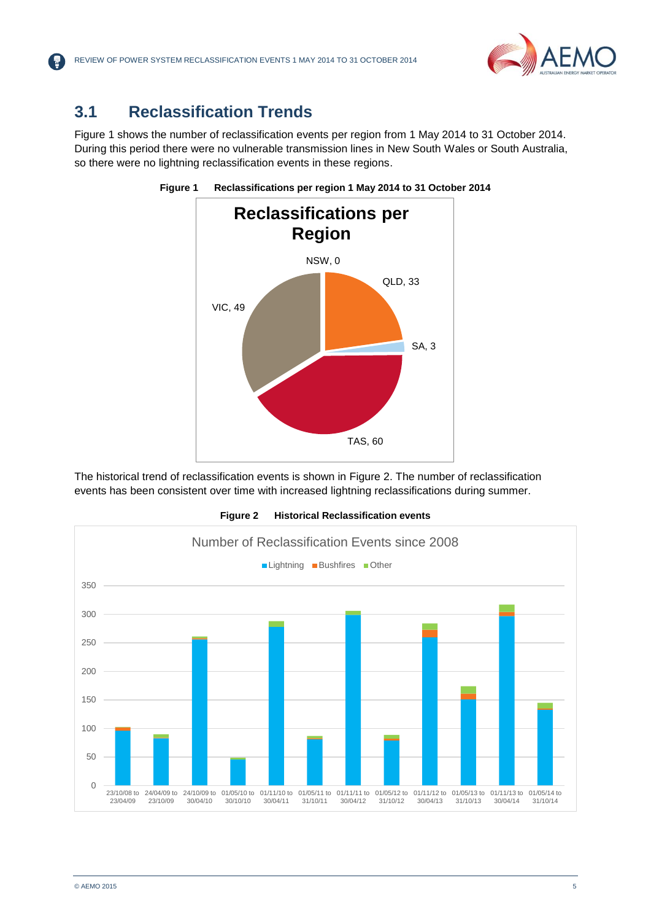## 3.1 Reclassification Trends

Figure 1 shows the number of reclassification events per region from 1 May 2014 to 31 October 2014. During this period there were no vulnerable transmission lines in New South Wales or South Australia, so there were no lightning reclassification events in these regions.

**Figure 1 Reclassifications per region 1 May 2014 to 31 October 2014**

The historical trend of reclassification events is shown in Figure 2. The number of reclassification events has been consistent over time with increased lightning reclassifications during summer.

**Figure 2 Historical Reclassification events**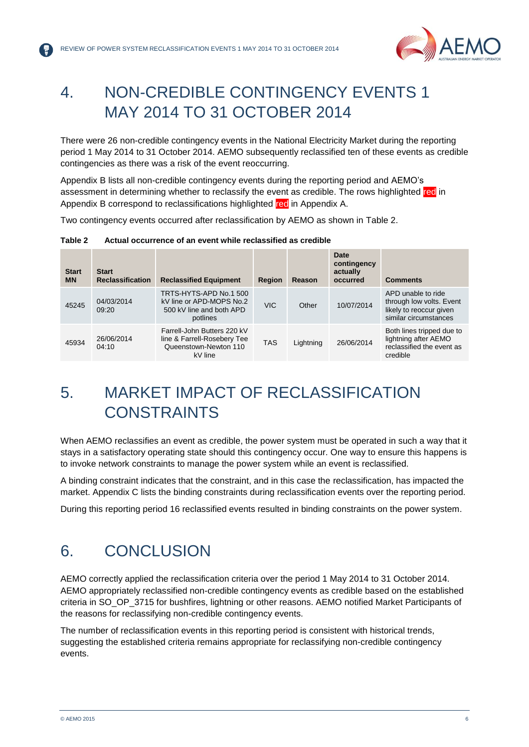# 4. NON-CREDIBLE CONTINGENCY EVENTS 1 MAY 2014 TO 31 OCTOBER 2014

There were 26 non-credible contingency events in the National Electricity Market during the reporting period 1 May 2014 to 31 October 2014. AEMO subsequently reclassified ten of these events as credible contingencies as there was a risk of the event reoccurring.

Appendix B lists all non-credible contingency events during the reporting period and AEMO's assessment in determining whether to reclassify the event as credible. The rows highlighted red in Appendix B correspond to reclassifications highlighted red in Appendix A.

Two contingency events occurred after reclassification by AEMO as shown in Table 2.

**Table 2 Actual occurrence of an event while reclassified as credible**

| Start MN | Start Reclassification | Reclassified Equipment | Region | Reason | Date contingency actually occurred | Comments |
|---|---|---|---|---|---|---|
| 45245 | 04/03/2014 09:20 | TRTS-HYTS-APD No.1 500 kV line or APD-MOPS No.2 500 kV line and both APD potlines | VIC | Other | 10/07/2014 | APD unable to ride through low volts. Event likely to reoccur given similar circumstances |
| 45934 | 26/06/2014 04:10 | Farrell-John Butters 220 kV line & Farrell-Rosebery Tee Queenstown-Newton 110 kV line | TAS | Lightning | 26/06/2014 | Both lines tripped due to lightning after AEMO reclassified the event as credible |

# 5. MARKET IMPACT OF RECLASSIFICATION CONSTRAINTS

When AEMO reclassifies an event as credible, the power system must be operated in such a way that it stays in a satisfactory operating state should this contingency occur. One way to ensure this happens is to invoke network constraints to manage the power system while an event is reclassified.

A binding constraint indicates that the constraint, and in this case the reclassification, has impacted the market. Appendix C lists the binding constraints during reclassification events over the reporting period.

During this reporting period 16 reclassified events resulted in binding constraints on the power system.

# 6. CONCLUSION

AEMO correctly applied the reclassification criteria over the period 1 May 2014 to 31 October 2014. AEMO appropriately reclassified non-credible contingency events as credible based on the established criteria in SO_OP_3715 for bushfires, lightning or other reasons. AEMO notified Market Participants of the reasons for reclassifying non-credible contingency events.

The number of reclassification events in this reporting period is consistent with historical trends, suggesting the established criteria remains appropriate for reclassifying non-credible contingency events.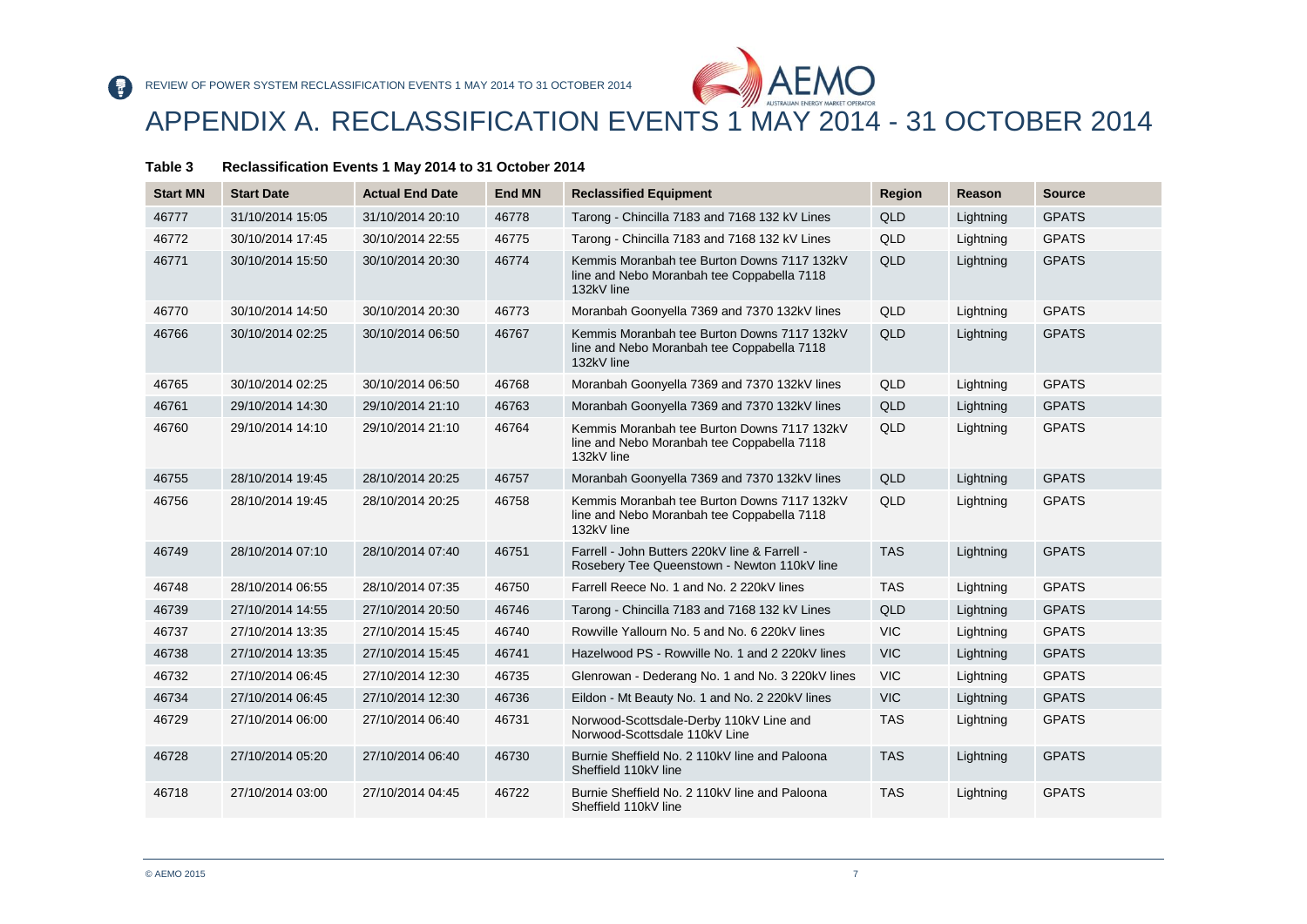# APPENDIX A. RECLASSIFICATION EVENTS 1 MAY 2014 - 31 OCTOBER 2014

**Table 3 Reclassification Events 1 May 2014 to 31 October 2014**

| Start MN | Start Date | Actual End Date | End MN | Reclassified Equipment | Region | Reason | Source |
|---|---|---|---|---|---|---|---|
| 46777 | 31/10/2014 15:05 | 31/10/2014 20:10 | 46778 | Tarong - Chincilla 7183 and 7168 132 kV Lines | QLD | Lightning | GPATS |
| 46772 | 30/10/2014 17:45 | 30/10/2014 22:55 | 46775 | Tarong - Chincilla 7183 and 7168 132 kV Lines | QLD | Lightning | GPATS |
| 46771 | 30/10/2014 15:50 | 30/10/2014 20:30 | 46774 | Kemmis Moranbah tee Burton Downs 7117 132kV line and Nebo Moranbah tee Coppabella 7118 132kV line | QLD | Lightning | GPATS |
| 46770 | 30/10/2014 14:50 | 30/10/2014 20:30 | 46773 | Moranbah Goonyella 7369 and 7370 132kV lines | QLD | Lightning | GPATS |
| 46766 | 30/10/2014 02:25 | 30/10/2014 06:50 | 46767 | Kemmis Moranbah tee Burton Downs 7117 132kV line and Nebo Moranbah tee Coppabella 7118 132kV line | QLD | Lightning | GPATS |
| 46765 | 30/10/2014 02:25 | 30/10/2014 06:50 | 46768 | Moranbah Goonyella 7369 and 7370 132kV lines | QLD | Lightning | GPATS |
| 46761 | 29/10/2014 14:30 | 29/10/2014 21:10 | 46763 | Moranbah Goonyella 7369 and 7370 132kV lines | QLD | Lightning | GPATS |
| 46760 | 29/10/2014 14:10 | 29/10/2014 21:10 | 46764 | Kemmis Moranbah tee Burton Downs 7117 132kV line and Nebo Moranbah tee Coppabella 7118 132kV line | QLD | Lightning | GPATS |
| 46755 | 28/10/2014 19:45 | 28/10/2014 20:25 | 46757 | Moranbah Goonyella 7369 and 7370 132kV lines | QLD | Lightning | GPATS |
| 46756 | 28/10/2014 19:45 | 28/10/2014 20:25 | 46758 | Kemmis Moranbah tee Burton Downs 7117 132kV line and Nebo Moranbah tee Coppabella 7118 132kV line | QLD | Lightning | GPATS |
| 46749 | 28/10/2014 07:10 | 28/10/2014 07:40 | 46751 | Farrell - John Butters 220kV line & Farrell - Rosebery Tee Queenstown - Newton 110kV line | TAS | Lightning | GPATS |
| 46748 | 28/10/2014 06:55 | 28/10/2014 07:35 | 46750 | Farrell Reece No. 1 and No. 2 220kV lines | TAS | Lightning | GPATS |
| 46739 | 27/10/2014 14:55 | 27/10/2014 20:50 | 46746 | Tarong - Chincilla 7183 and 7168 132 kV Lines | QLD | Lightning | GPATS |
| 46737 | 27/10/2014 13:35 | 27/10/2014 15:45 | 46740 | Rowville Yallourn No. 5 and No. 6 220kV lines | VIC | Lightning | GPATS |
| 46738 | 27/10/2014 13:35 | 27/10/2014 15:45 | 46741 | Hazelwood PS - Rowville No. 1 and 2 220kV lines | VIC | Lightning | GPATS |
| 46732 | 27/10/2014 06:45 | 27/10/2014 12:30 | 46735 | Glenrowan - Dederang No. 1 and No. 3 220kV lines | VIC | Lightning | GPATS |
| 46734 | 27/10/2014 06:45 | 27/10/2014 12:30 | 46736 | Eildon - Mt Beauty No. 1 and No. 2 220kV lines | VIC | Lightning | GPATS |
| 46729 | 27/10/2014 06:00 | 27/10/2014 06:40 | 46731 | Norwood-Scottsdale-Derby 110kV Line and Norwood-Scottsdale 110kV Line | TAS | Lightning | GPATS |
| 46728 | 27/10/2014 05:20 | 27/10/2014 06:40 | 46730 | Burnie Sheffield No. 2 110kV line and Paloona Sheffield 110kV line | TAS | Lightning | GPATS |
| 46718 | 27/10/2014 03:00 | 27/10/2014 04:45 | 46722 | Burnie Sheffield No. 2 110kV line and Paloona Sheffield 110kV line | TAS | Lightning | GPATS |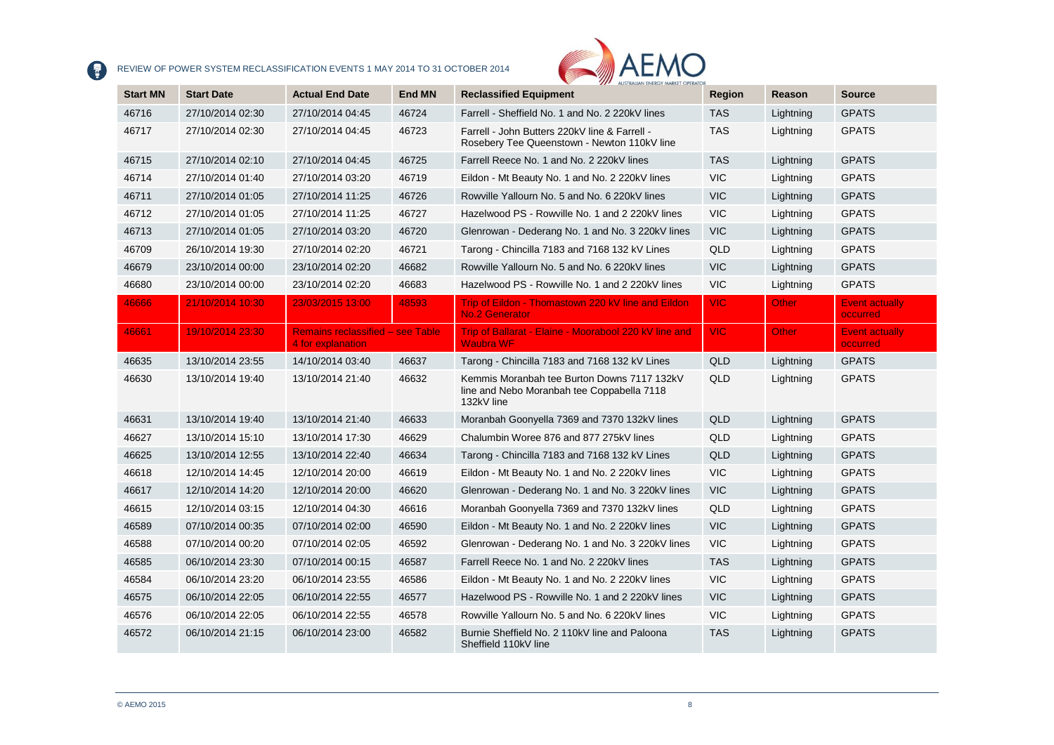| Start MN | Start Date | Actual End Date | End MN | Reclassified Equipment | Region | Reason | Source |
|---|---|---|---|---|---|---|---|
| 46716 | 27/10/2014 02:30 | 27/10/2014 04:45 | 46724 | Farrell - Sheffield No. 1 and No. 2 220kV lines | TAS | Lightning | GPATS |
| 46717 | 27/10/2014 02:30 | 27/10/2014 04:45 | 46723 | Farrell - John Butters 220kV line & Farrell - Rosebery Tee Queenstown - Newton 110kV line | TAS | Lightning | GPATS |
| 46715 | 27/10/2014 02:10 | 27/10/2014 04:45 | 46725 | Farrell Reece No. 1 and No. 2 220kV lines | TAS | Lightning | GPATS |
| 46714 | 27/10/2014 01:40 | 27/10/2014 03:20 | 46719 | Eildon - Mt Beauty No. 1 and No. 2 220kV lines | VIC | Lightning | GPATS |
| 46711 | 27/10/2014 01:05 | 27/10/2014 11:25 | 46726 | Rowville Yallourn No. 5 and No. 6 220kV lines | VIC | Lightning | GPATS |
| 46712 | 27/10/2014 01:05 | 27/10/2014 11:25 | 46727 | Hazelwood PS - Rowville No. 1 and 2 220kV lines | VIC | Lightning | GPATS |
| 46713 | 27/10/2014 01:05 | 27/10/2014 03:20 | 46720 | Glenrowan - Dederang No. 1 and No. 3 220kV lines | VIC | Lightning | GPATS |
| 46709 | 26/10/2014 19:30 | 27/10/2014 02:20 | 46721 | Tarong - Chincilla 7183 and 7168 132 kV Lines | QLD | Lightning | GPATS |
| 46679 | 23/10/2014 00:00 | 23/10/2014 02:20 | 46682 | Rowville Yallourn No. 5 and No. 6 220kV lines | VIC | Lightning | GPATS |
| 46680 | 23/10/2014 00:00 | 23/10/2014 02:20 | 46683 | Hazelwood PS - Rowville No. 1 and 2 220kV lines | VIC | Lightning | GPATS |
| 46666 | 21/10/2014 10:30 | 23/03/2015 13:00 | 48593 | Trip of Eildon - Thomastown 220 kV line and Eildon No.2 Generator | VIC | Other | Event actually occurred |
| 46661 | 19/10/2014 23:30 | Remains reclassified – see Table 4 for explanation | | Trip of Ballarat - Elaine - Moorabool 220 kV line and Waubra WF | VIC | Other | Event actually occurred |
| 46635 | 13/10/2014 23:55 | 14/10/2014 03:40 | 46637 | Tarong - Chincilla 7183 and 7168 132 kV Lines | QLD | Lightning | GPATS |
| 46630 | 13/10/2014 19:40 | 13/10/2014 21:40 | 46632 | Kemmis Moranbah tee Burton Downs 7117 132kV line and Nebo Moranbah tee Coppabella 7118 132kV line | QLD | Lightning | GPATS |
| 46631 | 13/10/2014 19:40 | 13/10/2014 21:40 | 46633 | Moranbah Goonyella 7369 and 7370 132kV lines | QLD | Lightning | GPATS |
| 46627 | 13/10/2014 15:10 | 13/10/2014 17:30 | 46629 | Chalumbin Woree 876 and 877 275kV lines | QLD | Lightning | GPATS |
| 46625 | 13/10/2014 12:55 | 13/10/2014 22:40 | 46634 | Tarong - Chincilla 7183 and 7168 132 kV Lines | QLD | Lightning | GPATS |
| 46618 | 12/10/2014 14:45 | 12/10/2014 20:00 | 46619 | Eildon - Mt Beauty No. 1 and No. 2 220kV lines | VIC | Lightning | GPATS |
| 46617 | 12/10/2014 14:20 | 12/10/2014 20:00 | 46620 | Glenrowan - Dederang No. 1 and No. 3 220kV lines | VIC | Lightning | GPATS |
| 46615 | 12/10/2014 03:15 | 12/10/2014 04:30 | 46616 | Moranbah Goonyella 7369 and 7370 132kV lines | QLD | Lightning | GPATS |
| 46589 | 07/10/2014 00:35 | 07/10/2014 02:00 | 46590 | Eildon - Mt Beauty No. 1 and No. 2 220kV lines | VIC | Lightning | GPATS |
| 46588 | 07/10/2014 00:20 | 07/10/2014 02:05 | 46592 | Glenrowan - Dederang No. 1 and No. 3 220kV lines | VIC | Lightning | GPATS |
| 46585 | 06/10/2014 23:30 | 07/10/2014 00:15 | 46587 | Farrell Reece No. 1 and No. 2 220kV lines | TAS | Lightning | GPATS |
| 46584 | 06/10/2014 23:20 | 06/10/2014 23:55 | 46586 | Eildon - Mt Beauty No. 1 and No. 2 220kV lines | VIC | Lightning | GPATS |
| 46575 | 06/10/2014 22:05 | 06/10/2014 22:55 | 46577 | Hazelwood PS - Rowville No. 1 and 2 220kV lines | VIC | Lightning | GPATS |
| 46576 | 06/10/2014 22:05 | 06/10/2014 22:55 | 46578 | Rowville Yallourn No. 5 and No. 6 220kV lines | VIC | Lightning | GPATS |
| 46572 | 06/10/2014 21:15 | 06/10/2014 23:00 | 46582 | Burnie Sheffield No. 2 110kV line and Paloona Sheffield 110kV line | TAS | Lightning | GPATS |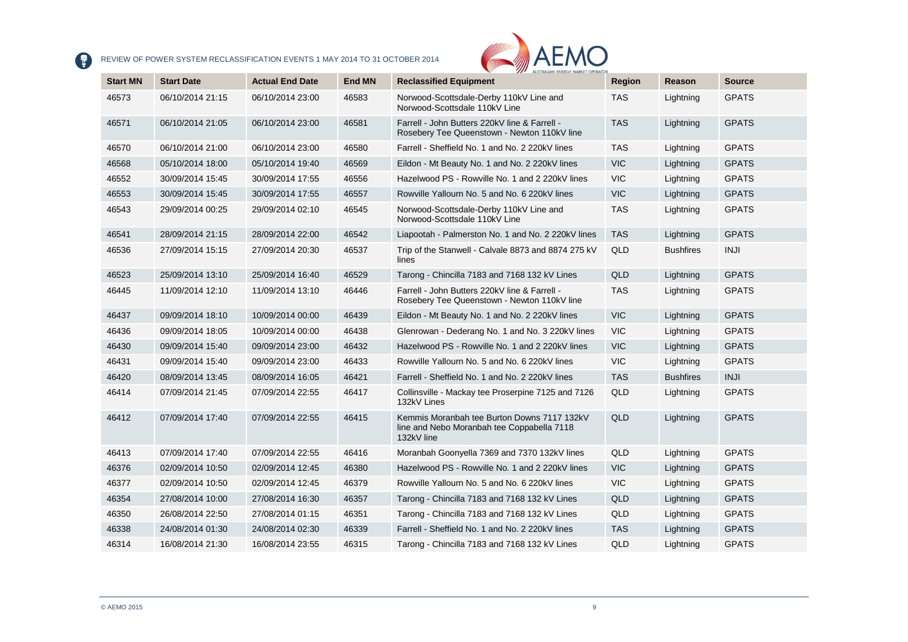| Start MN | Start Date | Actual End Date | End MN | Reclassified Equipment | Region | Reason | Source |
|---|---|---|---|---|---|---|---|
| 46573 | 06/10/2014 21:15 | 06/10/2014 23:00 | 46583 | Norwood-Scottsdale-Derby 110kV Line and Norwood-Scottsdale 110kV Line | TAS | Lightning | GPATS |
| 46571 | 06/10/2014 21:05 | 06/10/2014 23:00 | 46581 | Farrell - John Butters 220kV line & Farrell - Rosebery Tee Queenstown - Newton 110kV line | TAS | Lightning | GPATS |
| 46570 | 06/10/2014 21:00 | 06/10/2014 23:00 | 46580 | Farrell - Sheffield No. 1 and No. 2 220kV lines | TAS | Lightning | GPATS |
| 46568 | 05/10/2014 18:00 | 05/10/2014 19:40 | 46569 | Eildon - Mt Beauty No. 1 and No. 2 220kV lines | VIC | Lightning | GPATS |
| 46552 | 30/09/2014 15:45 | 30/09/2014 17:55 | 46556 | Hazelwood PS - Rowville No. 1 and 2 220kV lines | VIC | Lightning | GPATS |
| 46553 | 30/09/2014 15:45 | 30/09/2014 17:55 | 46557 | Rowville Yallourn No. 5 and No. 6 220kV lines | VIC | Lightning | GPATS |
| 46543 | 29/09/2014 00:25 | 29/09/2014 02:10 | 46545 | Norwood-Scottsdale-Derby 110kV Line and Norwood-Scottsdale 110kV Line | TAS | Lightning | GPATS |
| 46541 | 28/09/2014 21:15 | 28/09/2014 22:00 | 46542 | Liapootah - Palmerston No. 1 and No. 2 220kV lines | TAS | Lightning | GPATS |
| 46536 | 27/09/2014 15:15 | 27/09/2014 20:30 | 46537 | Trip of the Stanwell - Calvale 8873 and 8874 275 kV lines | QLD | Bushfires | INJI |
| 46523 | 25/09/2014 13:10 | 25/09/2014 16:40 | 46529 | Tarong - Chincilla 7183 and 7168 132 kV Lines | QLD | Lightning | GPATS |
| 46445 | 11/09/2014 12:10 | 11/09/2014 13:10 | 46446 | Farrell - John Butters 220kV line & Farrell - Rosebery Tee Queenstown - Newton 110kV line | TAS | Lightning | GPATS |
| 46437 | 09/09/2014 18:10 | 10/09/2014 00:00 | 46439 | Eildon - Mt Beauty No. 1 and No. 2 220kV lines | VIC | Lightning | GPATS |
| 46436 | 09/09/2014 18:05 | 10/09/2014 00:00 | 46438 | Glenrowan - Dederang No. 1 and No. 3 220kV lines | VIC | Lightning | GPATS |
| 46430 | 09/09/2014 15:40 | 09/09/2014 23:00 | 46432 | Hazelwood PS - Rowville No. 1 and 2 220kV lines | VIC | Lightning | GPATS |
| 46431 | 09/09/2014 15:40 | 09/09/2014 23:00 | 46433 | Rowville Yallourn No. 5 and No. 6 220kV lines | VIC | Lightning | GPATS |
| 46420 | 08/09/2014 13:45 | 08/09/2014 16:05 | 46421 | Farrell - Sheffield No. 1 and No. 2 220kV lines | TAS | Bushfires | INJI |
| 46414 | 07/09/2014 21:45 | 07/09/2014 22:55 | 46417 | Collinsville - Mackay tee Proserpine 7125 and 7126 132kV Lines | QLD | Lightning | GPATS |
| 46412 | 07/09/2014 17:40 | 07/09/2014 22:55 | 46415 | Kemmis Moranbah tee Burton Downs 7117 132kV line and Nebo Moranbah tee Coppabella 7118 132kV line | QLD | Lightning | GPATS |
| 46413 | 07/09/2014 17:40 | 07/09/2014 22:55 | 46416 | Moranbah Goonyella 7369 and 7370 132kV lines | QLD | Lightning | GPATS |
| 46376 | 02/09/2014 10:50 | 02/09/2014 12:45 | 46380 | Hazelwood PS - Rowville No. 1 and 2 220kV lines | VIC | Lightning | GPATS |
| 46377 | 02/09/2014 10:50 | 02/09/2014 12:45 | 46379 | Rowville Yallourn No. 5 and No. 6 220kV lines | VIC | Lightning | GPATS |
| 46354 | 27/08/2014 10:00 | 27/08/2014 16:30 | 46357 | Tarong - Chincilla 7183 and 7168 132 kV Lines | QLD | Lightning | GPATS |
| 46350 | 26/08/2014 22:50 | 27/08/2014 01:15 | 46351 | Tarong - Chincilla 7183 and 7168 132 kV Lines | QLD | Lightning | GPATS |
| 46338 | 24/08/2014 01:30 | 24/08/2014 02:30 | 46339 | Farrell - Sheffield No. 1 and No. 2 220kV lines | TAS | Lightning | GPATS |
| 46314 | 16/08/2014 21:30 | 16/08/2014 23:55 | 46315 | Tarong - Chincilla 7183 and 7168 132 kV Lines | QLD | Lightning | GPATS |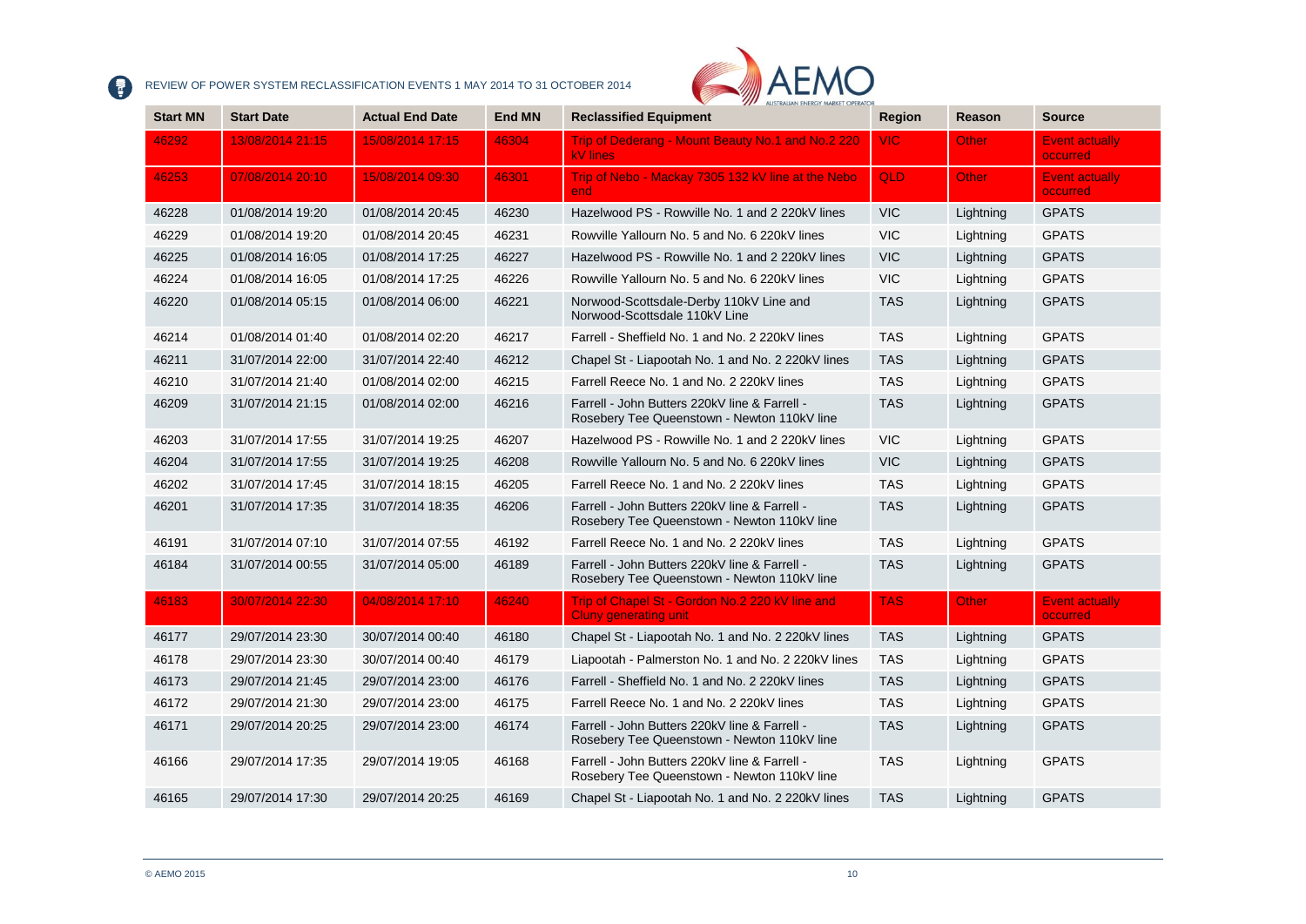| Start MN | Start Date | Actual End Date | End MN | Reclassified Equipment | Region | Reason | Source |
|---|---|---|---|---|---|---|---|
| 46292 | 13/08/2014 21:15 | 15/08/2014 17:15 | 46304 | Trip of Dederang - Mount Beauty No.1 and No.2 220 kV lines | VIC | Other | Event actually occurred |
| 46253 | 07/08/2014 20:10 | 15/08/2014 09:30 | 46301 | Trip of Nebo - Mackay 7305 132 kV line at the Nebo end | QLD | Other | Event actually occurred |
| 46228 | 01/08/2014 19:20 | 01/08/2014 20:45 | 46230 | Hazelwood PS - Rowville No. 1 and 2 220kV lines | VIC | Lightning | GPATS |
| 46229 | 01/08/2014 19:20 | 01/08/2014 20:45 | 46231 | Rowville Yallourn No. 5 and No. 6 220kV lines | VIC | Lightning | GPATS |
| 46225 | 01/08/2014 16:05 | 01/08/2014 17:25 | 46227 | Hazelwood PS - Rowville No. 1 and 2 220kV lines | VIC | Lightning | GPATS |
| 46224 | 01/08/2014 16:05 | 01/08/2014 17:25 | 46226 | Rowville Yallourn No. 5 and No. 6 220kV lines | VIC | Lightning | GPATS |
| 46220 | 01/08/2014 05:15 | 01/08/2014 06:00 | 46221 | Norwood-Scottsdale-Derby 110kV Line and Norwood-Scottsdale 110kV Line | TAS | Lightning | GPATS |
| 46214 | 01/08/2014 01:40 | 01/08/2014 02:20 | 46217 | Farrell - Sheffield No. 1 and No. 2 220kV lines | TAS | Lightning | GPATS |
| 46211 | 31/07/2014 22:00 | 31/07/2014 22:40 | 46212 | Chapel St - Liapootah No. 1 and No. 2 220kV lines | TAS | Lightning | GPATS |
| 46210 | 31/07/2014 21:40 | 01/08/2014 02:00 | 46215 | Farrell Reece No. 1 and No. 2 220kV lines | TAS | Lightning | GPATS |
| 46209 | 31/07/2014 21:15 | 01/08/2014 02:00 | 46216 | Farrell - John Butters 220kV line & Farrell - Rosebery Tee Queenstown - Newton 110kV line | TAS | Lightning | GPATS |
| 46203 | 31/07/2014 17:55 | 31/07/2014 19:25 | 46207 | Hazelwood PS - Rowville No. 1 and 2 220kV lines | VIC | Lightning | GPATS |
| 46204 | 31/07/2014 17:55 | 31/07/2014 19:25 | 46208 | Rowville Yallourn No. 5 and No. 6 220kV lines | VIC | Lightning | GPATS |
| 46202 | 31/07/2014 17:45 | 31/07/2014 18:15 | 46205 | Farrell Reece No. 1 and No. 2 220kV lines | TAS | Lightning | GPATS |
| 46201 | 31/07/2014 17:35 | 31/07/2014 18:35 | 46206 | Farrell - John Butters 220kV line & Farrell - Rosebery Tee Queenstown - Newton 110kV line | TAS | Lightning | GPATS |
| 46191 | 31/07/2014 07:10 | 31/07/2014 07:55 | 46192 | Farrell Reece No. 1 and No. 2 220kV lines | TAS | Lightning | GPATS |
| 46184 | 31/07/2014 00:55 | 31/07/2014 05:00 | 46189 | Farrell - John Butters 220kV line & Farrell - Rosebery Tee Queenstown - Newton 110kV line | TAS | Lightning | GPATS |
| 46183 | 30/07/2014 22:30 | 04/08/2014 17:10 | 46240 | Trip of Chapel St - Gordon No.2 220 kV line and Cluny generating unit | TAS | Other | Event actually occurred |
| 46177 | 29/07/2014 23:30 | 30/07/2014 00:40 | 46180 | Chapel St - Liapootah No. 1 and No. 2 220kV lines | TAS | Lightning | GPATS |
| 46178 | 29/07/2014 23:30 | 30/07/2014 00:40 | 46179 | Liapootah - Palmerston No. 1 and No. 2 220kV lines | TAS | Lightning | GPATS |
| 46173 | 29/07/2014 21:45 | 29/07/2014 23:00 | 46176 | Farrell - Sheffield No. 1 and No. 2 220kV lines | TAS | Lightning | GPATS |
| 46172 | 29/07/2014 21:30 | 29/07/2014 23:00 | 46175 | Farrell Reece No. 1 and No. 2 220kV lines | TAS | Lightning | GPATS |
| 46171 | 29/07/2014 20:25 | 29/07/2014 23:00 | 46174 | Farrell - John Butters 220kV line & Farrell - Rosebery Tee Queenstown - Newton 110kV line | TAS | Lightning | GPATS |
| 46166 | 29/07/2014 17:35 | 29/07/2014 19:05 | 46168 | Farrell - John Butters 220kV line & Farrell - Rosebery Tee Queenstown - Newton 110kV line | TAS | Lightning | GPATS |
| 46165 | 29/07/2014 17:30 | 29/07/2014 20:25 | 46169 | Chapel St - Liapootah No. 1 and No. 2 220kV lines | TAS | Lightning | GPATS |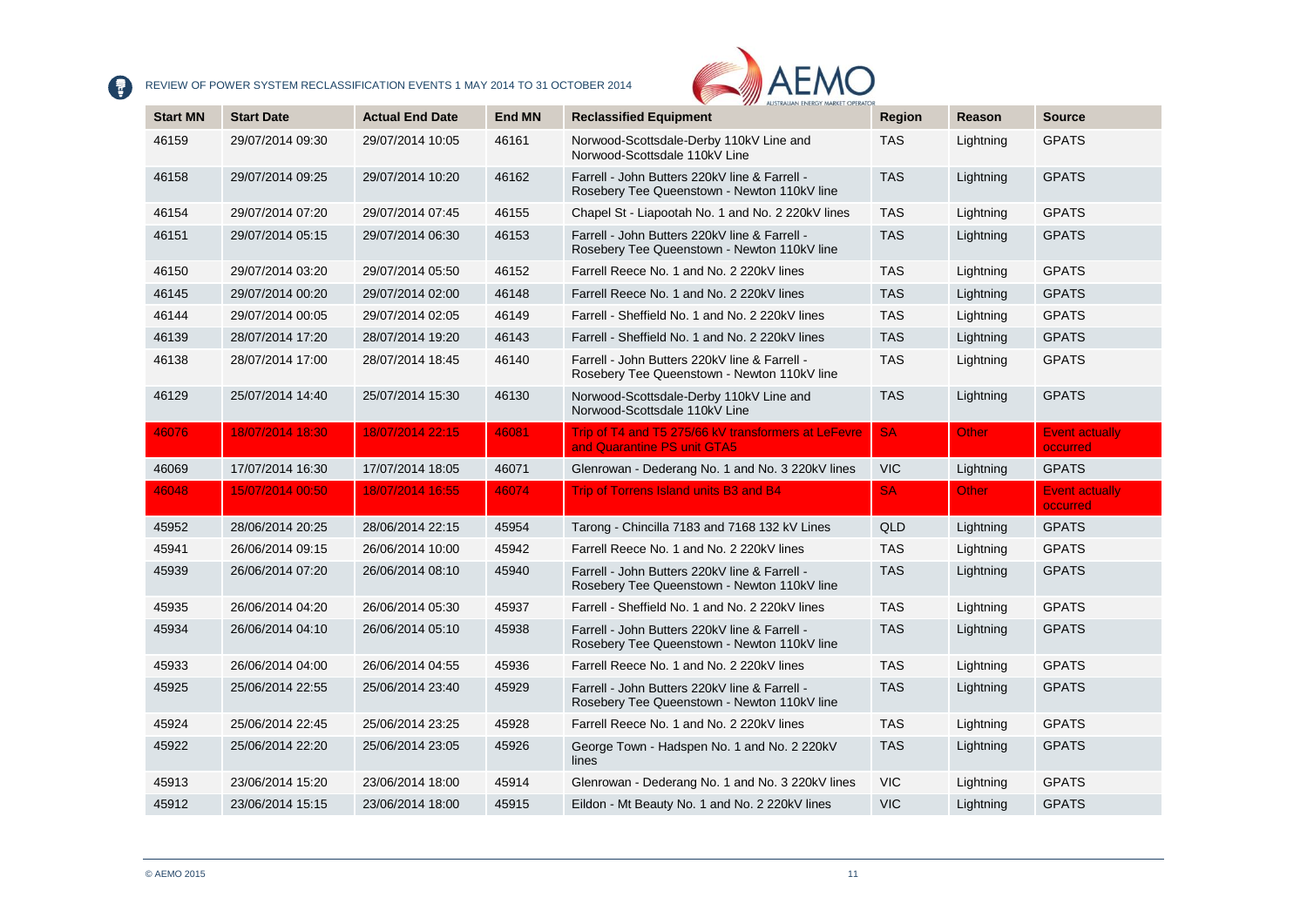| Start MN | Start Date | Actual End Date | End MN | Reclassified Equipment | Region | Reason | Source |
|---|---|---|---|---|---|---|---|
| 46159 | 29/07/2014 09:30 | 29/07/2014 10:05 | 46161 | Norwood-Scottsdale-Derby 110kV Line and Norwood-Scottsdale 110kV Line | TAS | Lightning | GPATS |
| 46158 | 29/07/2014 09:25 | 29/07/2014 10:20 | 46162 | Farrell - John Butters 220kV line & Farrell - Rosebery Tee Queenstown - Newton 110kV line | TAS | Lightning | GPATS |
| 46154 | 29/07/2014 07:20 | 29/07/2014 07:45 | 46155 | Chapel St - Liapootah No. 1 and No. 2 220kV lines | TAS | Lightning | GPATS |
| 46151 | 29/07/2014 05:15 | 29/07/2014 06:30 | 46153 | Farrell - John Butters 220kV line & Farrell - Rosebery Tee Queenstown - Newton 110kV line | TAS | Lightning | GPATS |
| 46150 | 29/07/2014 03:20 | 29/07/2014 05:50 | 46152 | Farrell Reece No. 1 and No. 2 220kV lines | TAS | Lightning | GPATS |
| 46145 | 29/07/2014 00:20 | 29/07/2014 02:00 | 46148 | Farrell Reece No. 1 and No. 2 220kV lines | TAS | Lightning | GPATS |
| 46144 | 29/07/2014 00:05 | 29/07/2014 02:05 | 46149 | Farrell - Sheffield No. 1 and No. 2 220kV lines | TAS | Lightning | GPATS |
| 46139 | 28/07/2014 17:20 | 28/07/2014 19:20 | 46143 | Farrell - Sheffield No. 1 and No. 2 220kV lines | TAS | Lightning | GPATS |
| 46138 | 28/07/2014 17:00 | 28/07/2014 18:45 | 46140 | Farrell - John Butters 220kV line & Farrell - Rosebery Tee Queenstown - Newton 110kV line | TAS | Lightning | GPATS |
| 46129 | 25/07/2014 14:40 | 25/07/2014 15:30 | 46130 | Norwood-Scottsdale-Derby 110kV Line and Norwood-Scottsdale 110kV Line | TAS | Lightning | GPATS |
| 46076 | 18/07/2014 18:30 | 18/07/2014 22:15 | 46081 | Trip of T4 and T5 275/66 kV transformers at LeFevre and Quarantine PS unit GTA5 | SA | Other | Event actually occurred |
| 46069 | 17/07/2014 16:30 | 17/07/2014 18:05 | 46071 | Glenrowan - Dederang No. 1 and No. 3 220kV lines | VIC | Lightning | GPATS |
| 46048 | 15/07/2014 00:50 | 18/07/2014 16:55 | 46074 | Trip of Torrens Island units B3 and B4 | SA | Other | Event actually occurred |
| 45952 | 28/06/2014 20:25 | 28/06/2014 22:15 | 45954 | Tarong - Chincilla 7183 and 7168 132 kV Lines | QLD | Lightning | GPATS |
| 45941 | 26/06/2014 09:15 | 26/06/2014 10:00 | 45942 | Farrell Reece No. 1 and No. 2 220kV lines | TAS | Lightning | GPATS |
| 45939 | 26/06/2014 07:20 | 26/06/2014 08:10 | 45940 | Farrell - John Butters 220kV line & Farrell - Rosebery Tee Queenstown - Newton 110kV line | TAS | Lightning | GPATS |
| 45935 | 26/06/2014 04:20 | 26/06/2014 05:30 | 45937 | Farrell - Sheffield No. 1 and No. 2 220kV lines | TAS | Lightning | GPATS |
| 45934 | 26/06/2014 04:10 | 26/06/2014 05:10 | 45938 | Farrell - John Butters 220kV line & Farrell - Rosebery Tee Queenstown - Newton 110kV line | TAS | Lightning | GPATS |
| 45933 | 26/06/2014 04:00 | 26/06/2014 04:55 | 45936 | Farrell Reece No. 1 and No. 2 220kV lines | TAS | Lightning | GPATS |
| 45925 | 25/06/2014 22:55 | 25/06/2014 23:40 | 45929 | Farrell - John Butters 220kV line & Farrell - Rosebery Tee Queenstown - Newton 110kV line | TAS | Lightning | GPATS |
| 45924 | 25/06/2014 22:45 | 25/06/2014 23:25 | 45928 | Farrell Reece No. 1 and No. 2 220kV lines | TAS | Lightning | GPATS |
| 45922 | 25/06/2014 22:20 | 25/06/2014 23:05 | 45926 | George Town - Hadspen No. 1 and No. 2 220kV lines | TAS | Lightning | GPATS |
| 45913 | 23/06/2014 15:20 | 23/06/2014 18:00 | 45914 | Glenrowan - Dederang No. 1 and No. 3 220kV lines | VIC | Lightning | GPATS |
| 45912 | 23/06/2014 15:15 | 23/06/2014 18:00 | 45915 | Eildon - Mt Beauty No. 1 and No. 2 220kV lines | VIC | Lightning | GPATS |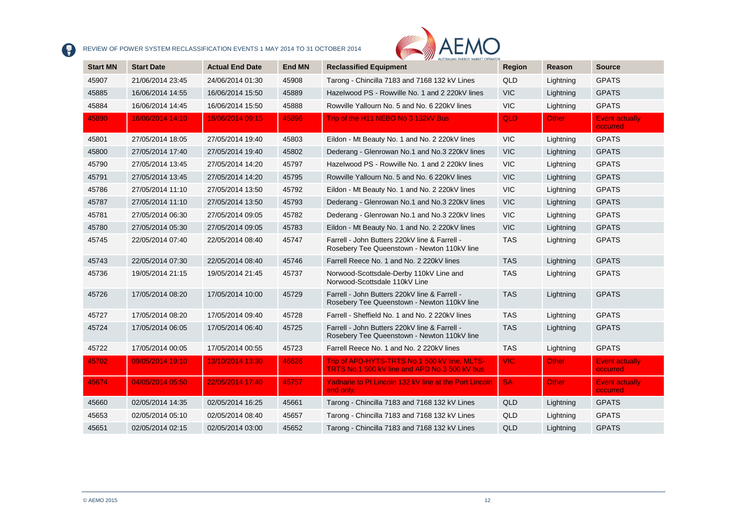| Start MN | Start Date | Actual End Date | End MN | Reclassified Equipment | Region | Reason | Source |
|---|---|---|---|---|---|---|---|
| 45907 | 21/06/2014 23:45 | 24/06/2014 01:30 | 45908 | Tarong - Chincilla 7183 and 7168 132 kV Lines | QLD | Lightning | GPATS |
| 45885 | 16/06/2014 14:55 | 16/06/2014 15:50 | 45889 | Hazelwood PS - Rowville No. 1 and 2 220kV lines | VIC | Lightning | GPATS |
| 45884 | 16/06/2014 14:45 | 16/06/2014 15:50 | 45888 | Rowville Yallourn No. 5 and No. 6 220kV lines | VIC | Lightning | GPATS |
| 45890 | 16/06/2014 14:10 | 18/06/2014 09:15 | 45896 | Trip of the H11 NEBO No 3 132kV Bus | QLD | Other | Event actually occurred |
| 45801 | 27/05/2014 18:05 | 27/05/2014 19:40 | 45803 | Eildon - Mt Beauty No. 1 and No. 2 220kV lines | VIC | Lightning | GPATS |
| 45800 | 27/05/2014 17:40 | 27/05/2014 19:40 | 45802 | Dederang - Glenrowan No.1 and No.3 220kV lines | VIC | Lightning | GPATS |
| 45790 | 27/05/2014 13:45 | 27/05/2014 14:20 | 45797 | Hazelwood PS - Rowville No. 1 and 2 220kV lines | VIC | Lightning | GPATS |
| 45791 | 27/05/2014 13:45 | 27/05/2014 14:20 | 45795 | Rowville Yallourn No. 5 and No. 6 220kV lines | VIC | Lightning | GPATS |
| 45786 | 27/05/2014 11:10 | 27/05/2014 13:50 | 45792 | Eildon - Mt Beauty No. 1 and No. 2 220kV lines | VIC | Lightning | GPATS |
| 45787 | 27/05/2014 11:10 | 27/05/2014 13:50 | 45793 | Dederang - Glenrowan No.1 and No.3 220kV lines | VIC | Lightning | GPATS |
| 45781 | 27/05/2014 06:30 | 27/05/2014 09:05 | 45782 | Dederang - Glenrowan No.1 and No.3 220kV lines | VIC | Lightning | GPATS |
| 45780 | 27/05/2014 05:30 | 27/05/2014 09:05 | 45783 | Eildon - Mt Beauty No. 1 and No. 2 220kV lines | VIC | Lightning | GPATS |
| 45745 | 22/05/2014 07:40 | 22/05/2014 08:40 | 45747 | Farrell - John Butters 220kV line & Farrell - Rosebery Tee Queenstown - Newton 110kV line | TAS | Lightning | GPATS |
| 45743 | 22/05/2014 07:30 | 22/05/2014 08:40 | 45746 | Farrell Reece No. 1 and No. 2 220kV lines | TAS | Lightning | GPATS |
| 45736 | 19/05/2014 21:15 | 19/05/2014 21:45 | 45737 | Norwood-Scottsdale-Derby 110kV Line and Norwood-Scottsdale 110kV Line | TAS | Lightning | GPATS |
| 45726 | 17/05/2014 08:20 | 17/05/2014 10:00 | 45729 | Farrell - John Butters 220kV line & Farrell - Rosebery Tee Queenstown - Newton 110kV line | TAS | Lightning | GPATS |
| 45727 | 17/05/2014 08:20 | 17/05/2014 09:40 | 45728 | Farrell - Sheffield No. 1 and No. 2 220kV lines | TAS | Lightning | GPATS |
| 45724 | 17/05/2014 06:05 | 17/05/2014 06:40 | 45725 | Farrell - John Butters 220kV line & Farrell - Rosebery Tee Queenstown - Newton 110kV line | TAS | Lightning | GPATS |
| 45722 | 17/05/2014 00:05 | 17/05/2014 00:55 | 45723 | Farrell Reece No. 1 and No. 2 220kV lines | TAS | Lightning | GPATS |
| 45702 | 09/05/2014 19:10 | 13/10/2014 13:30 | 46626 | Trip of APD-HYTS-TRTS No.1 500 kV line, MLTS-TRTS No.1 500 kV line and APD No.3 500 kV bus | VIC | Other | Event actually occurred |
| 45674 | 04/05/2014 05:50 | 22/05/2014 17:40 | 45757 | Yadnarie to Pt Lincoln 132 kV line at the Port Lincoln end only. | SA | Other | Event actually occurred |
| 45660 | 02/05/2014 14:35 | 02/05/2014 16:25 | 45661 | Tarong - Chincilla 7183 and 7168 132 kV Lines | QLD | Lightning | GPATS |
| 45653 | 02/05/2014 05:10 | 02/05/2014 08:40 | 45657 | Tarong - Chincilla 7183 and 7168 132 kV Lines | QLD | Lightning | GPATS |
| 45651 | 02/05/2014 02:15 | 02/05/2014 03:00 | 45652 | Tarong - Chincilla 7183 and 7168 132 kV Lines | QLD | Lightning | GPATS |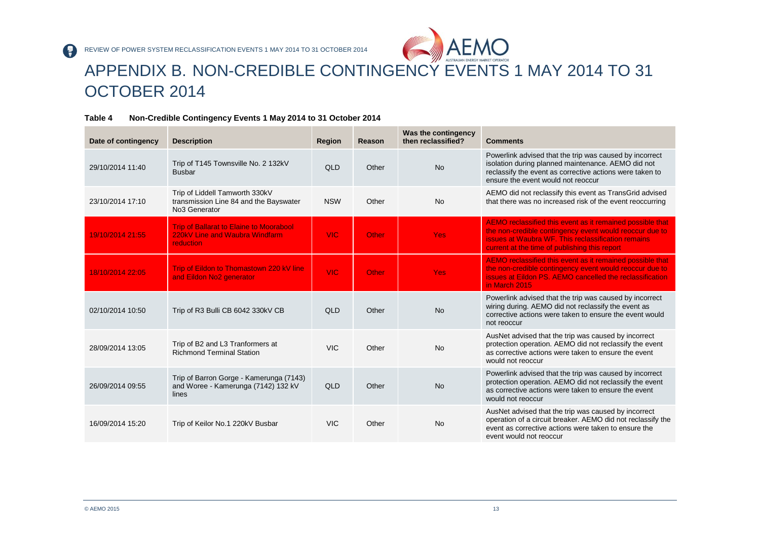# APPENDIX B. NON-CREDIBLE CONTINGENCY EVENTS 1 MAY 2014 TO 31 OCTOBER 2014

**Table 4 Non-Credible Contingency Events 1 May 2014 to 31 October 2014**

| Date of contingency | Description | Region | Reason | Was the contingency then reclassified? | Comments |
|---|---|---|---|---|---|
| 29/10/2014 11:40 | Trip of T145 Townsville No. 2 132kV Busbar | QLD | Other | No | Powerlink advised that the trip was caused by incorrect isolation during planned maintenance. AEMO did not reclassify the event as corrective actions were taken to ensure the event would not reoccur |
| 23/10/2014 17:10 | Trip of Liddell Tamworth 330kV transmission Line 84 and the Bayswater No3 Generator | NSW | Other | No | AEMO did not reclassify this event as TransGrid advised that there was no increased risk of the event reoccurring |
| 19/10/2014 21:55 | Trip of Ballarat to Elaine to Moorabool 220kV Line and Waubra Windfarm reduction | VIC | Other | Yes | AEMO reclassified this event as it remained possible that the non-credible contingency event would reoccur due to issues at Waubra WF. This reclassification remains current at the time of publishing this report |
| 18/10/2014 22:05 | Trip of Eildon to Thomastown 220 kV line and Eildon No2 generator | VIC | Other | Yes | AEMO reclassified this event as it remained possible that the non-credible contingency event would reoccur due to issues at Eildon PS. AEMO cancelled the reclassification in March 2015 |
| 02/10/2014 10:50 | Trip of R3 Bulli CB 6042 330kV CB | QLD | Other | No | Powerlink advised that the trip was caused by incorrect wiring during. AEMO did not reclassify the event as corrective actions were taken to ensure the event would not reoccur |
| 28/09/2014 13:05 | Trip of B2 and L3 Tranformers at Richmond Terminal Station | VIC | Other | No | AusNet advised that the trip was caused by incorrect protection operation. AEMO did not reclassify the event as corrective actions were taken to ensure the event would not reoccur |
| 26/09/2014 09:55 | Trip of Barron Gorge - Kamerunga (7143) and Woree - Kamerunga (7142) 132 kV lines | QLD | Other | No | Powerlink advised that the trip was caused by incorrect protection operation. AEMO did not reclassify the event as corrective actions were taken to ensure the event would not reoccur |
| 16/09/2014 15:20 | Trip of Keilor No.1 220kV Busbar | VIC | Other | No | AusNet advised that the trip was caused by incorrect operation of a circuit breaker. AEMO did not reclassify the event as corrective actions were taken to ensure the event would not reoccur |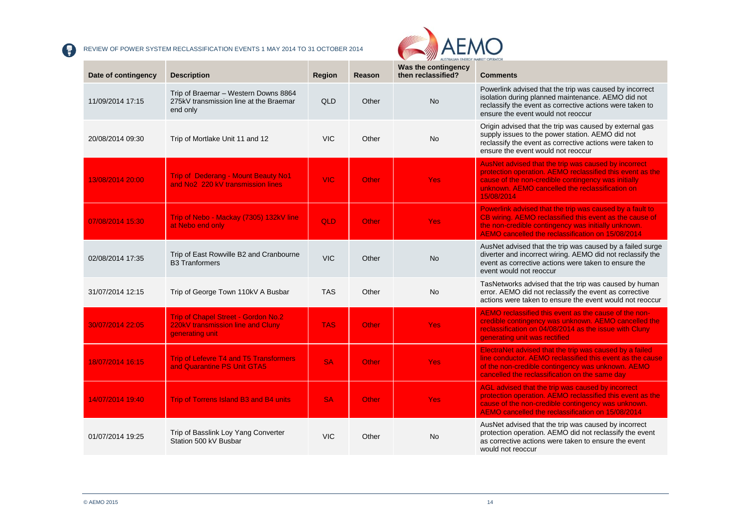| Date of contingency | Description | Region | Reason | Was the contingency then reclassified? | Comments |
|---|---|---|---|---|---|
| 11/09/2014 17:15 | Trip of Braemar – Western Downs 8864 275kV transmission line at the Braemar end only | QLD | Other | No | Powerlink advised that the trip was caused by incorrect isolation during planned maintenance. AEMO did not reclassify the event as corrective actions were taken to ensure the event would not reoccur |
| 20/08/2014 09:30 | Trip of Mortlake Unit 11 and 12 | VIC | Other | No | Origin advised that the trip was caused by external gas supply issues to the power station. AEMO did not reclassify the event as corrective actions were taken to ensure the event would not reoccur |
| 13/08/2014 20:00 | Trip of Dederang - Mount Beauty No1 and No2 220 kV transmission lines | VIC | Other | Yes | AusNet advised that the trip was caused by incorrect protection operation. AEMO reclassified this event as the cause of the non-credible contingency was initially unknown. AEMO cancelled the reclassification on 15/08/2014 |
| 07/08/2014 15:30 | Trip of Nebo - Mackay (7305) 132kV line at Nebo end only | QLD | Other | Yes | Powerlink advised that the trip was caused by a fault to CB wiring. AEMO reclassified this event as the cause of the non-credible contingency was initially unknown. AEMO cancelled the reclassification on 15/08/2014 |
| 02/08/2014 17:35 | Trip of East Rowville B2 and Cranbourne B3 Tranformers | VIC | Other | No | AusNet advised that the trip was caused by a failed surge diverter and incorrect wiring. AEMO did not reclassify the event as corrective actions were taken to ensure the event would not reoccur |
| 31/07/2014 12:15 | Trip of George Town 110kV A Busbar | TAS | Other | No | TasNetworks advised that the trip was caused by human error. AEMO did not reclassify the event as corrective actions were taken to ensure the event would not reoccur |
| 30/07/2014 22:05 | Trip of Chapel Street - Gordon No.2 220kV transmission line and Cluny generating unit | TAS | Other | Yes | AEMO reclassified this event as the cause of the non-credible contingency was unknown. AEMO cancelled the reclassification on 04/08/2014 as the issue with Cluny generating unit was rectified |
| 18/07/2014 16:15 | Trip of Lefevre T4 and T5 Transformers and Quarantine PS Unit GTA5 | SA | Other | Yes | ElectraNet advised that the trip was caused by a failed line conductor. AEMO reclassified this event as the cause of the non-credible contingency was unknown. AEMO cancelled the reclassification on the same day |
| 14/07/2014 19:40 | Trip of Torrens Island B3 and B4 units | SA | Other | Yes | AGL advised that the trip was caused by incorrect protection operation. AEMO reclassified this event as the cause of the non-credible contingency was unknown. AEMO cancelled the reclassification on 15/08/2014 |
| 01/07/2014 19:25 | Trip of Basslink Loy Yang Converter Station 500 kV Busbar | VIC | Other | No | AusNet advised that the trip was caused by incorrect protection operation. AEMO did not reclassify the event as corrective actions were taken to ensure the event would not reoccur |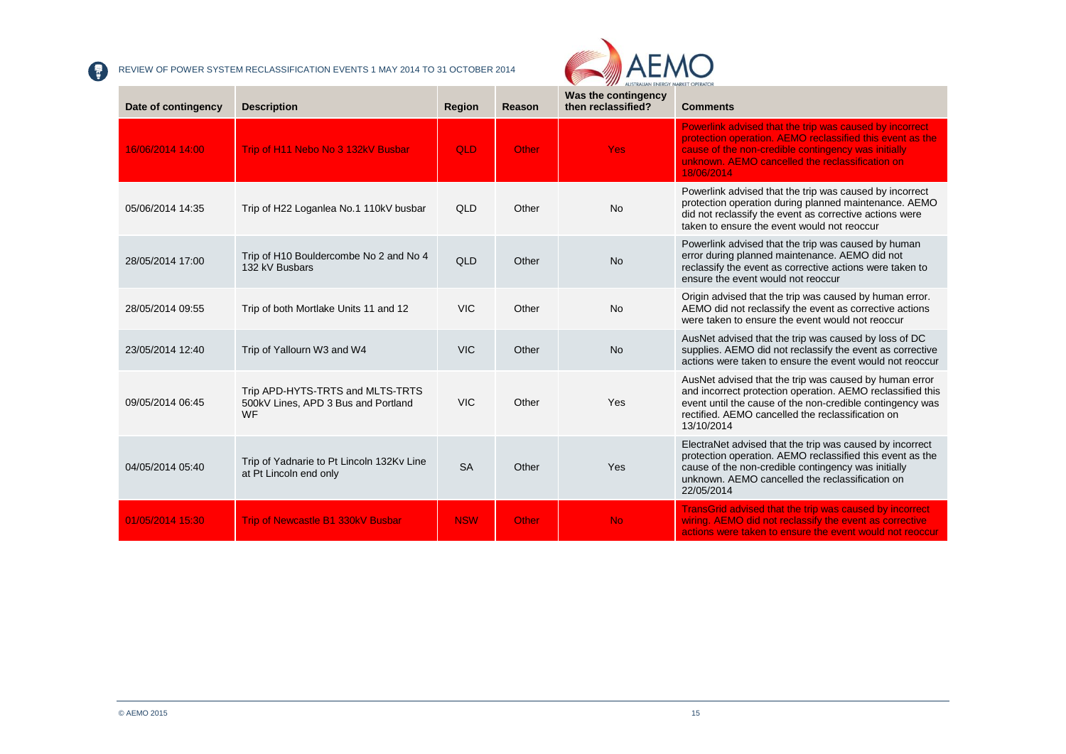| Date of contingency | Description | Region | Reason | Was the contingency then reclassified? | Comments |
|---|---|---|---|---|---|
| 16/06/2014 14:00 | Trip of H11 Nebo No 3 132kV Busbar | QLD | Other | Yes | Powerlink advised that the trip was caused by incorrect protection operation. AEMO reclassified this event as the cause of the non-credible contingency was initially unknown. AEMO cancelled the reclassification on 18/06/2014 |
| 05/06/2014 14:35 | Trip of H22 Loganlea No.1 110kV busbar | QLD | Other | No | Powerlink advised that the trip was caused by incorrect protection operation during planned maintenance. AEMO did not reclassify the event as corrective actions were taken to ensure the event would not reoccur |
| 28/05/2014 17:00 | Trip of H10 Bouldercombe No 2 and No 4 132 kV Busbars | QLD | Other | No | Powerlink advised that the trip was caused by human error during planned maintenance. AEMO did not reclassify the event as corrective actions were taken to ensure the event would not reoccur |
| 28/05/2014 09:55 | Trip of both Mortlake Units 11 and 12 | VIC | Other | No | Origin advised that the trip was caused by human error. AEMO did not reclassify the event as corrective actions were taken to ensure the event would not reoccur |
| 23/05/2014 12:40 | Trip of Yallourn W3 and W4 | VIC | Other | No | AusNet advised that the trip was caused by loss of DC supplies. AEMO did not reclassify the event as corrective actions were taken to ensure the event would not reoccur |
| 09/05/2014 06:45 | Trip APD-HYTS-TRTS and MLTS-TRTS 500kV Lines, APD 3 Bus and Portland WF | VIC | Other | Yes | AusNet advised that the trip was caused by human error and incorrect protection operation. AEMO reclassified this event until the cause of the non-credible contingency was rectified. AEMO cancelled the reclassification on 13/10/2014 |
| 04/05/2014 05:40 | Trip of Yadnarie to Pt Lincoln 132Kv Line at Pt Lincoln end only | SA | Other | Yes | ElectraNet advised that the trip was caused by incorrect protection operation. AEMO reclassified this event as the cause of the non-credible contingency was initially unknown. AEMO cancelled the reclassification on 22/05/2014 |
| 01/05/2014 15:30 | Trip of Newcastle B1 330kV Busbar | NSW | Other | No | TransGrid advised that the trip was caused by incorrect wiring. AEMO did not reclassify the event as corrective actions were taken to ensure the event would not reoccur |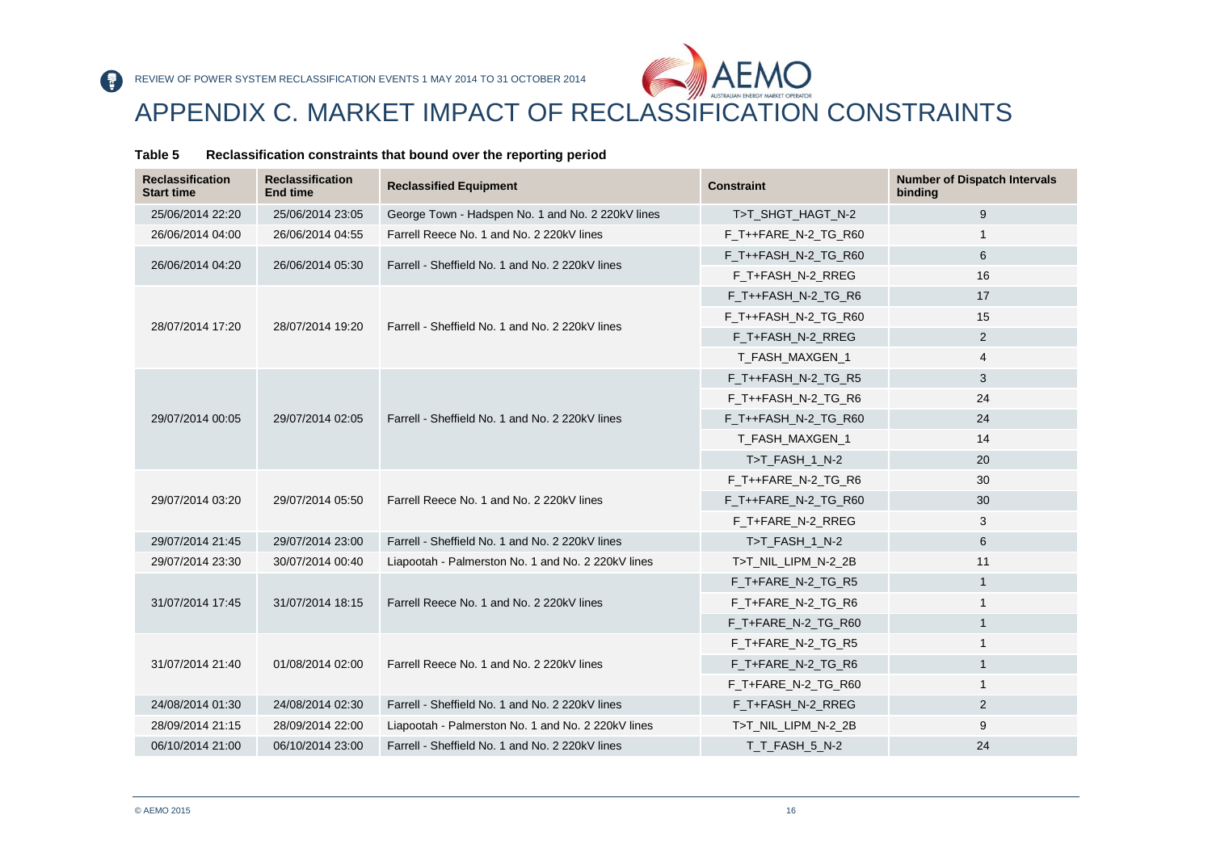# APPENDIX C. MARKET IMPACT OF RECLASSIFICATION CONSTRAINTS

**Table 5 Reclassification constraints that bound over the reporting period**

| Reclassification Start time | Reclassification End time | Reclassified Equipment | Constraint | Number of Dispatch Intervals binding |
|---|---|---|---|---|
| 25/06/2014 22:20 | 25/06/2014 23:05 | George Town - Hadspen No. 1 and No. 2 220kV lines | T>T_SHGT_HAGT_N-2 | 9 |
| 26/06/2014 04:00 | 26/06/2014 04:55 | Farrell Reece No. 1 and No. 2 220kV lines | F_T++FARE_N-2_TG_R60 | 1 |
| 26/06/2014 04:20 | 26/06/2014 05:30 | Farrell - Sheffield No. 1 and No. 2 220kV lines | F_T++FASH_N-2_TG_R60 | 6 |
| | | | F_T+FASH_N-2_RREG | 16 |
| 28/07/2014 17:20 | 28/07/2014 19:20 | Farrell - Sheffield No. 1 and No. 2 220kV lines | F_T++FASH_N-2_TG_R6 | 17 |
| | | | F_T++FASH_N-2_TG_R60 | 15 |
| | | | F_T+FASH_N-2_RREG | 2 |
| | | | T_FASH_MAXGEN_1 | 4 |
| 29/07/2014 00:05 | 29/07/2014 02:05 | Farrell - Sheffield No. 1 and No. 2 220kV lines | F_T++FASH_N-2_TG_R5 | 3 |
| | | | F_T++FASH_N-2_TG_R6 | 24 |
| | | | F_T++FASH_N-2_TG_R60 | 24 |
| | | | T_FASH_MAXGEN_1 | 14 |
| | | | T>T_FASH_1_N-2 | 20 |
| 29/07/2014 03:20 | 29/07/2014 05:50 | Farrell Reece No. 1 and No. 2 220kV lines | F_T++FARE_N-2_TG_R6 | 30 |
| | | | F_T++FARE_N-2_TG_R60 | 30 |
| | | | F_T+FARE_N-2_RREG | 3 |
| 29/07/2014 21:45 | 29/07/2014 23:00 | Farrell - Sheffield No. 1 and No. 2 220kV lines | T>T_FASH_1_N-2 | 6 |
| 29/07/2014 23:30 | 30/07/2014 00:40 | Liapootah - Palmerston No. 1 and No. 2 220kV lines | T>T_NIL_LIPM_N-2_2B | 11 |
| 31/07/2014 17:45 | 31/07/2014 18:15 | Farrell Reece No. 1 and No. 2 220kV lines | F_T+FARE_N-2_TG_R5 | 1 |
| | | | F_T+FARE_N-2_TG_R6 | 1 |
| | | | F_T+FARE_N-2_TG_R60 | 1 |
| 31/07/2014 21:40 | 01/08/2014 02:00 | Farrell Reece No. 1 and No. 2 220kV lines | F_T+FARE_N-2_TG_R5 | 1 |
| | | | F_T+FARE_N-2_TG_R6 | 1 |
| | | | F_T+FARE_N-2_TG_R60 | 1 |
| 24/08/2014 01:30 | 24/08/2014 02:30 | Farrell - Sheffield No. 1 and No. 2 220kV lines | F_T+FASH_N-2_RREG | 2 |
| 28/09/2014 21:15 | 28/09/2014 22:00 | Liapootah - Palmerston No. 1 and No. 2 220kV lines | T>T_NIL_LIPM_N-2_2B | 9 |
| 06/10/2014 21:00 | 06/10/2014 23:00 | Farrell - Sheffield No. 1 and No. 2 220kV lines | T_T_FASH_5_N-2 | 24 |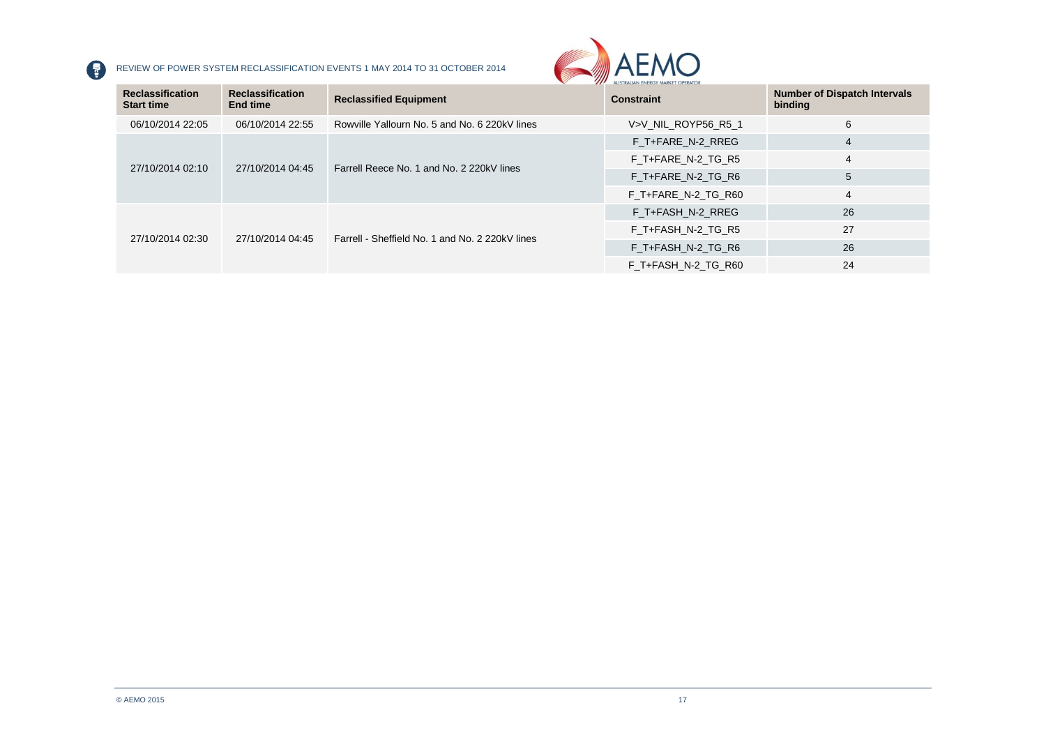| Reclassification Start time | Reclassification End time | Reclassified Equipment | Constraint | Number of Dispatch Intervals binding |
|---|---|---|---|---|
| 06/10/2014 22:05 | 06/10/2014 22:55 | Rowville Yallourn No. 5 and No. 6 220kV lines | V>V_NIL_ROYP56_R5_1 | 6 |
| 27/10/2014 02:10 | 27/10/2014 04:45 | Farrell Reece No. 1 and No. 2 220kV lines | F_T+FARE_N-2_RREG | 4 |
| | | | F_T+FARE_N-2_TG_R5 | 4 |
| | | | F_T+FARE_N-2_TG_R6 | 5 |
| | | | F_T+FARE_N-2_TG_R60 | 4 |
| 27/10/2014 02:30 | 27/10/2014 04:45 | Farrell - Sheffield No. 1 and No. 2 220kV lines | F_T+FASH_N-2_RREG | 26 |
| | | | F_T+FASH_N-2_TG_R5 | 27 |
| | | | F_T+FASH_N-2_TG_R6 | 26 |
| | | | F_T+FASH_N-2_TG_R60 | 24 |